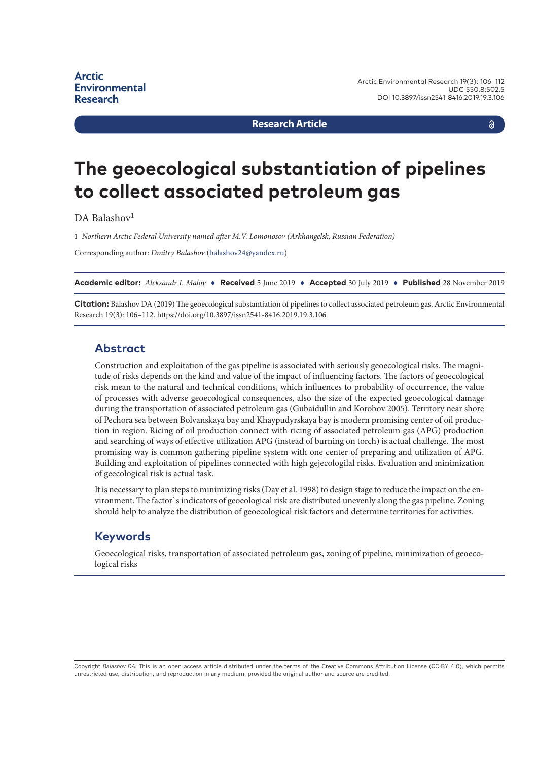Research Article

# The geoecological substantiation of pipelines to collect associated petroleum gas

DA Balashov[1]

1 *Northern Arctic Federal University named after M.V. Lomonosov (Arkhangelsk, Russian Federation)*

Corresponding author: *Dmitry Balashov* (balashov24@yandex.ru)

**Academic editor:** *Aleksandr I. Malov* ♦ **Received** 5 June 2019 ♦ **Accepted** 30 July 2019 ♦ **Published** 28 November 2019

**Citation:** Balashov DA (2019) The geoecological substantiation of pipelines to collect associated petroleum gas. Arctic Environmental Research 19(3): 106–112. https://doi.org/10.3897/issn2541-8416.2019.19.3.106

## Abstract

Construction and exploitation of the gas pipeline is associated with seriously geoecological risks. The magnitude of risks depends on the kind and value of the impact of influencing factors. The factors of geoecological risk mean to the natural and technical conditions, which influences to probability of occurrence, the value of processes with adverse geoecological consequences, also the size of the expected geoecological damage during the transportation of associated petroleum gas (Gubaidullin and Korobov 2005). Territory near shore of Pechora sea between Bolvanskaya bay and Khaypudyrskaya bay is modern promising center of oil production in region. Ricing of oil production connect with ricing of associated petroleum gas (APG) production and searching of ways of effective utilization APG (instead of burning on torch) is actual challenge. The most promising way is common gathering pipeline system with one center of preparing and utilization of APG. Building and exploitation of pipelines connected with high gejecologilal risks. Evaluation and minimization of geecological risk is actual task.

It is necessary to plan steps to minimizing risks (Day et al. 1998) to design stage to reduce the impact on the environment. The factor`s indicators of geoeological risk are distributed unevenly along the gas pipeline. Zoning should help to analyze the distribution of geoecological risk factors and determine territories for activities.

## Keywords

Geoecological risks, transportation of associated petroleum gas, zoning of pipeline, minimization of geoecological risks

Copyright *Balashov DA.* This is an open access article distributed under the terms of the Creative Commons Attribution License (CC-BY 4.0), which permits unrestricted use, distribution, and reproduction in any medium, provided the original author and source are credited.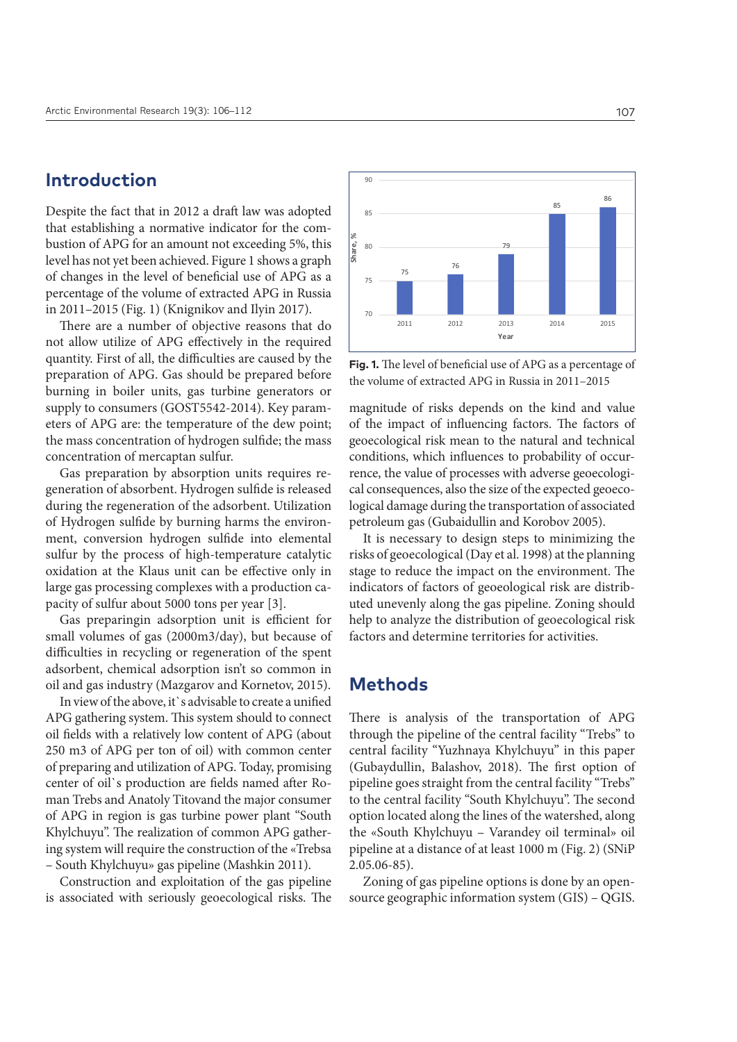## Introduction

Despite the fact that in 2012 a draft law was adopted that establishing a normative indicator for the combustion of APG for an amount not exceeding 5%, this level has not yet been achieved. Figure 1 shows a graph of changes in the level of beneficial use of APG as a percentage of the volume of extracted APG in Russia in 2011–2015 (Fig. 1) (Knignikov and Ilyin 2017).

There are a number of objective reasons that do not allow utilize of APG effectively in the required quantity. First of all, the difficulties are caused by the preparation of APG. Gas should be prepared before burning in boiler units, gas turbine generators or supply to consumers (GOST5542-2014). Key parameters of APG are: the temperature of the dew point; the mass concentration of hydrogen sulfide; the mass concentration of mercaptan sulfur.

Gas preparation by absorption units requires regeneration of absorbent. Hydrogen sulfide is released during the regeneration of the adsorbent. Utilization of Hydrogen sulfide by burning harms the environment, conversion hydrogen sulfide into elemental sulfur by the process of high-temperature catalytic oxidation at the Klaus unit can be effective only in large gas processing complexes with a production capacity of sulfur about 5000 tons per year [3].

Gas preparingin adsorption unit is efficient for small volumes of gas (2000m3/day), but because of difficulties in recycling or regeneration of the spent adsorbent, chemical adsorption isn't so common in oil and gas industry (Mazgarov and Kornetov, 2015).

In view of the above, it`s advisable to create a unified APG gathering system. This system should to connect oil fields with a relatively low content of APG (about 250 m3 of APG per ton of oil) with common center of preparing and utilization of APG. Today, promising center of oil`s production are fields named after Roman Trebs and Anatoly Titovand the major consumer of APG in region is gas turbine power plant "South Khylchuyu". The realization of common APG gathering system will require the construction of the «Trebsa – South Khylchuyu» gas pipeline (Mashkin 2011).

Construction and exploitation of the gas pipeline is associated with seriously geoecological risks. The magnitude of risks depends on the kind and value of the impact of influencing factors. The factors of geoecological risk mean to the natural and technical conditions, which influences to probability of occurrence, the value of processes with adverse geoecological consequences, also the size of the expected geoecological damage during the transportation of associated petroleum gas (Gubaidullin and Korobov 2005).

| Year | Share, % |
|---|---|
| 2011 | 75 |
| 2012 | 76 |
| 2013 | 79 |
| 2014 | 85 |
| 2015 | 86 |

**Fig. 1.** The level of beneficial use of APG as a percentage of the volume of extracted APG in Russia in 2011–2015

It is necessary to design steps to minimizing the risks of geoecological (Day et al. 1998) at the planning stage to reduce the impact on the environment. The indicators of factors of geoeological risk are distributed unevenly along the gas pipeline. Zoning should help to analyze the distribution of geoecological risk factors and determine territories for activities.

## Methods

There is analysis of the transportation of APG through the pipeline of the central facility "Trebs" to central facility "Yuzhnaya Khylchuyu" in this paper (Gubaydullin, Balashov, 2018). The first option of pipeline goes straight from the central facility "Trebs" to the central facility "South Khylchuyu". The second option located along the lines of the watershed, along the «South Khylchuyu – Varandey oil terminal» oil pipeline at a distance of at least 1000 m (Fig. 2) (SNiP 2.05.06-85).

Zoning of gas pipeline options is done by an open-source geographic information system (GIS) – QGIS.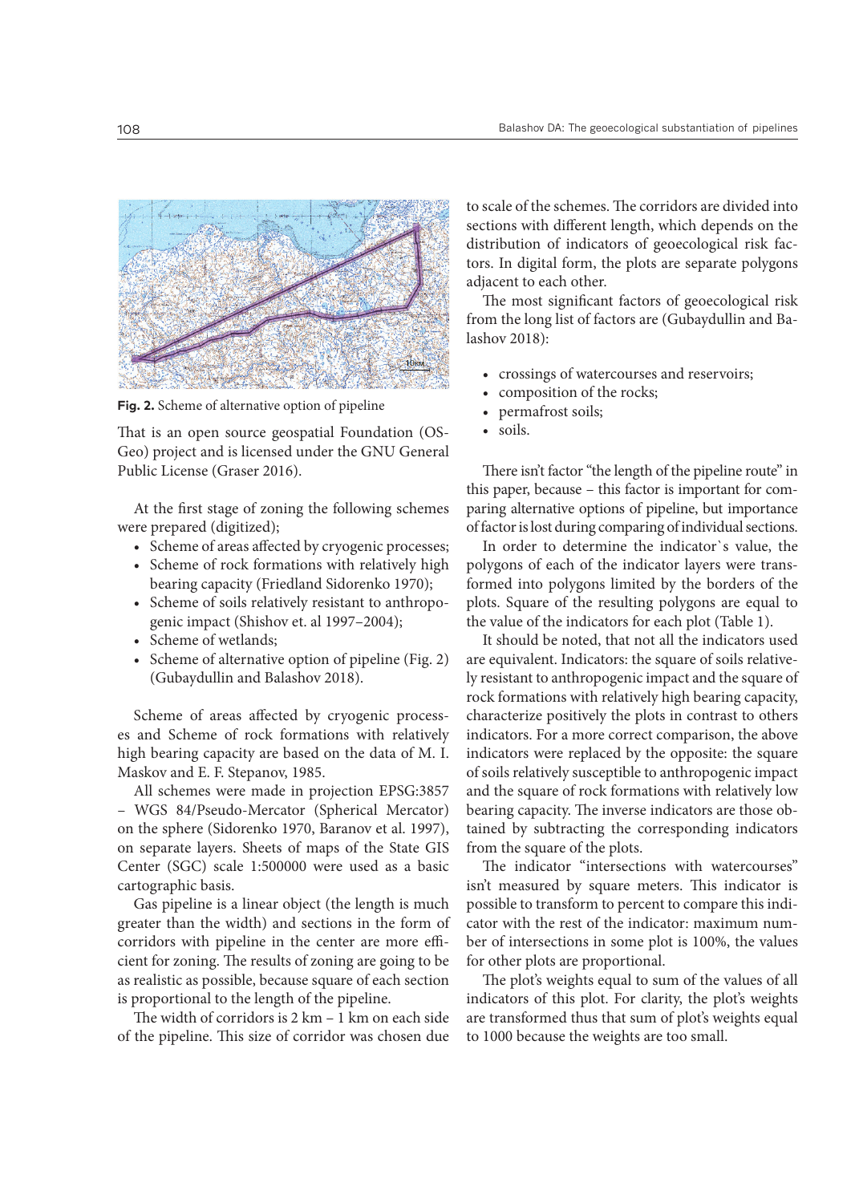**Fig. 2.** Scheme of alternative option of pipeline

That is an open source geospatial Foundation (OSGeo) project and is licensed under the GNU General Public License (Graser 2016).

At the first stage of zoning the following schemes were prepared (digitized);

- Scheme of areas affected by cryogenic processes;
- Scheme of rock formations with relatively high bearing capacity (Friedland Sidorenko 1970);
- Scheme of soils relatively resistant to anthropogenic impact (Shishov et. al 1997–2004);
- Scheme of wetlands;
- Scheme of alternative option of pipeline (Fig. 2) (Gubaydullin and Balashov 2018).

Scheme of areas affected by cryogenic processes and Scheme of rock formations with relatively high bearing capacity are based on the data of M. I. Maskov and E. F. Stepanov, 1985.

All schemes were made in projection EPSG:3857 – WGS 84/Pseudo-Mercator (Spherical Mercator) on the sphere (Sidorenko 1970, Baranov et al. 1997), on separate layers. Sheets of maps of the State GIS Center (SGC) scale 1:500000 were used as a basic cartographic basis.

Gas pipeline is a linear object (the length is much greater than the width) and sections in the form of corridors with pipeline in the center are more efficient for zoning. The results of zoning are going to be as realistic as possible, because square of each section is proportional to the length of the pipeline.

The width of corridors is 2 km – 1 km on each side of the pipeline. This size of corridor was chosen due to scale of the schemes. The corridors are divided into sections with different length, which depends on the distribution of indicators of geoecological risk factors. In digital form, the plots are separate polygons adjacent to each other.

The most significant factors of geoecological risk from the long list of factors are (Gubaydullin and Balashov 2018):

- crossings of watercourses and reservoirs;
- composition of the rocks;
- permafrost soils;
- soils.

There isn't factor "the length of the pipeline route" in this paper, because – this factor is important for comparing alternative options of pipeline, but importance of factor is lost during comparing of individual sections.

In order to determine the indicator`s value, the polygons of each of the indicator layers were transformed into polygons limited by the borders of the plots. Square of the resulting polygons are equal to the value of the indicators for each plot (Table 1).

It should be noted, that not all the indicators used are equivalent. Indicators: the square of soils relatively resistant to anthropogenic impact and the square of rock formations with relatively high bearing capacity, characterize positively the plots in contrast to others indicators. For a more correct comparison, the above indicators were replaced by the opposite: the square of soils relatively susceptible to anthropogenic impact and the square of rock formations with relatively low bearing capacity. The inverse indicators are those obtained by subtracting the corresponding indicators from the square of the plots.

The indicator "intersections with watercourses" isn't measured by square meters. This indicator is possible to transform to percent to compare this indicator with the rest of the indicator: maximum number of intersections in some plot is 100%, the values for other plots are proportional.

The plot's weights equal to sum of the values of all indicators of this plot. For clarity, the plot's weights are transformed thus that sum of plot's weights equal to 1000 because the weights are too small.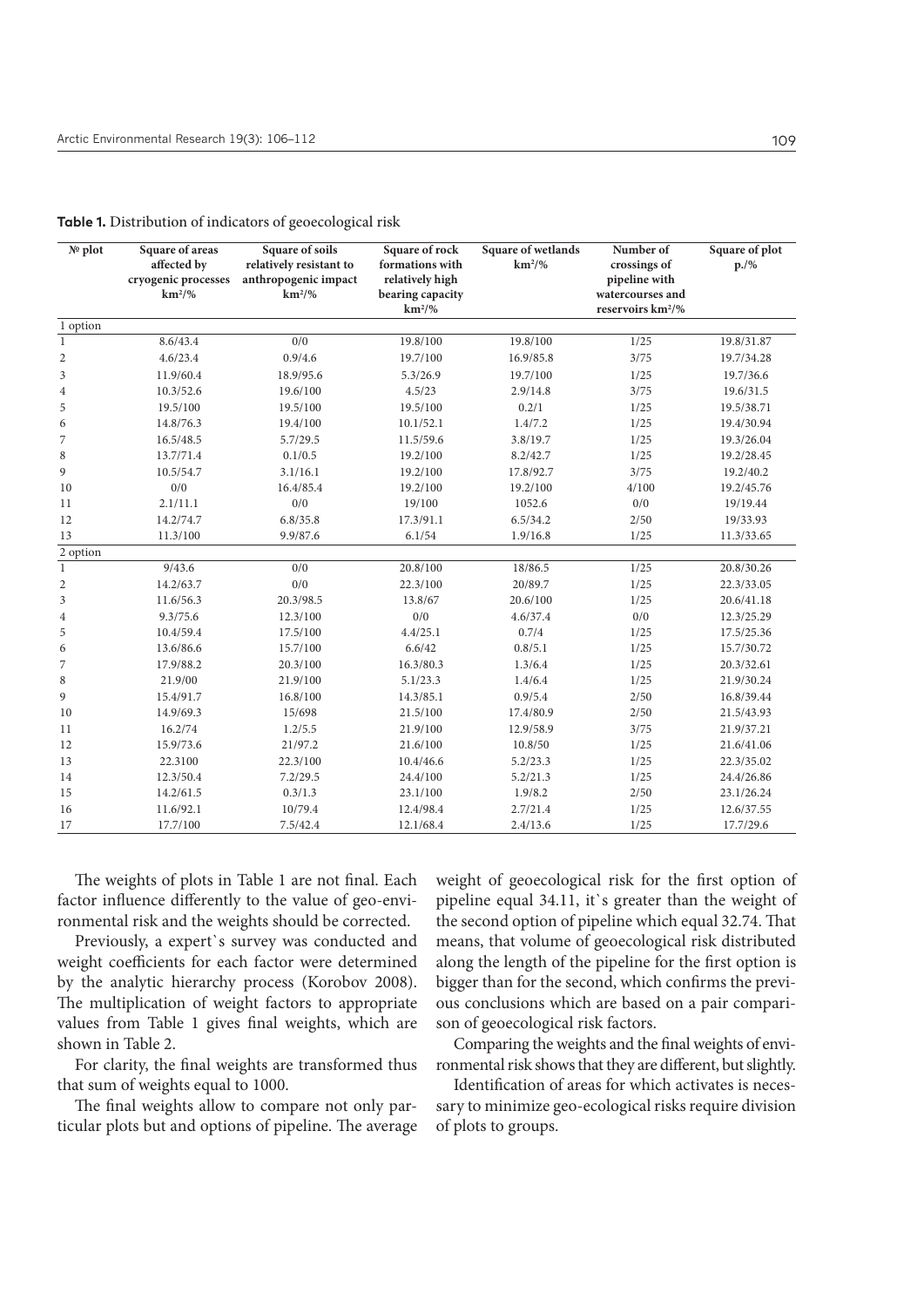**Table 1.** Distribution of indicators of geoecological risk

| № plot | Square of areas affected by cryogenic processes km²/% | Square of soils relatively resistant to anthropogenic impact km²/% | Square of rock formations with relatively high bearing capacity km²/% | Square of wetlands km²/% | Number of crossings of pipeline with watercourses and reservoirs km²/% | Square of plot p./% |
|---|---|---|---|---|---|---|
| 1 option | | | | | | |
| 1 | 8.6/43.4 | 0/0 | 19.8/100 | 19.8/100 | 1/25 | 19.8/31.87 |
| 2 | 4.6/23.4 | 0.9/4.6 | 19.7/100 | 16.9/85.8 | 3/75 | 19.7/34.28 |
| 3 | 11.9/60.4 | 18.9/95.6 | 5.3/26.9 | 19.7/100 | 1/25 | 19.7/36.6 |
| 4 | 10.3/52.6 | 19.6/100 | 4.5/23 | 2.9/14.8 | 3/75 | 19.6/31.5 |
| 5 | 19.5/100 | 19.5/100 | 19.5/100 | 0.2/1 | 1/25 | 19.5/38.71 |
| 6 | 14.8/76.3 | 19.4/100 | 10.1/52.1 | 1.4/7.2 | 1/25 | 19.4/30.94 |
| 7 | 16.5/48.5 | 5.7/29.5 | 11.5/59.6 | 3.8/19.7 | 1/25 | 19.3/26.04 |
| 8 | 13.7/71.4 | 0.1/0.5 | 19.2/100 | 8.2/42.7 | 1/25 | 19.2/28.45 |
| 9 | 10.5/54.7 | 3.1/16.1 | 19.2/100 | 17.8/92.7 | 3/75 | 19.2/40.2 |
| 10 | 0/0 | 16.4/85.4 | 19.2/100 | 19.2/100 | 4/100 | 19.2/45.76 |
| 11 | 2.1/11.1 | 0/0 | 19/100 | 1052.6 | 0/0 | 19/19.44 |
| 12 | 14.2/74.7 | 6.8/35.8 | 17.3/91.1 | 6.5/34.2 | 2/50 | 19/33.93 |
| 13 | 11.3/100 | 9.9/87.6 | 6.1/54 | 1.9/16.8 | 1/25 | 11.3/33.65 |
| 2 option | | | | | | |
| 1 | 9/43.6 | 0/0 | 20.8/100 | 18/86.5 | 1/25 | 20.8/30.26 |
| 2 | 14.2/63.7 | 0/0 | 22.3/100 | 20/89.7 | 1/25 | 22.3/33.05 |
| 3 | 11.6/56.3 | 20.3/98.5 | 13.8/67 | 20.6/100 | 1/25 | 20.6/41.18 |
| 4 | 9.3/75.6 | 12.3/100 | 0/0 | 4.6/37.4 | 0/0 | 12.3/25.29 |
| 5 | 10.4/59.4 | 17.5/100 | 4.4/25.1 | 0.7/4 | 1/25 | 17.5/25.36 |
| 6 | 13.6/86.6 | 15.7/100 | 6.6/42 | 0.8/5.1 | 1/25 | 15.7/30.72 |
| 7 | 17.9/88.2 | 20.3/100 | 16.3/80.3 | 1.3/6.4 | 1/25 | 20.3/32.61 |
| 8 | 21.9/00 | 21.9/100 | 5.1/23.3 | 1.4/6.4 | 1/25 | 21.9/30.24 |
| 9 | 15.4/91.7 | 16.8/100 | 14.3/85.1 | 0.9/5.4 | 2/50 | 16.8/39.44 |
| 10 | 14.9/69.3 | 15/698 | 21.5/100 | 17.4/80.9 | 2/50 | 21.5/43.93 |
| 11 | 16.2/74 | 1.2/5.5 | 21.9/100 | 12.9/58.9 | 3/75 | 21.9/37.21 |
| 12 | 15.9/73.6 | 21/97.2 | 21.6/100 | 10.8/50 | 1/25 | 21.6/41.06 |
| 13 | 22.3100 | 22.3/100 | 10.4/46.6 | 5.2/23.3 | 1/25 | 22.3/35.02 |
| 14 | 12.3/50.4 | 7.2/29.5 | 24.4/100 | 5.2/21.3 | 1/25 | 24.4/26.86 |
| 15 | 14.2/61.5 | 0.3/1.3 | 23.1/100 | 1.9/8.2 | 2/50 | 23.1/26.24 |
| 16 | 11.6/92.1 | 10/79.4 | 12.4/98.4 | 2.7/21.4 | 1/25 | 12.6/37.55 |
| 17 | 17.7/100 | 7.5/42.4 | 12.1/68.4 | 2.4/13.6 | 1/25 | 17.7/29.6 |

The weights of plots in Table 1 are not final. Each factor influence differently to the value of geo-environmental risk and the weights should be corrected.

Previously, a expert`s survey was conducted and weight coefficients for each factor were determined by the analytic hierarchy process (Korobov 2008). The multiplication of weight factors to appropriate values from Table 1 gives final weights, which are shown in Table 2.

For clarity, the final weights are transformed thus that sum of weights equal to 1000.

The final weights allow to compare not only particular plots but and options of pipeline. The average weight of geoecological risk for the first option of pipeline equal 34.11, it`s greater than the weight of the second option of pipeline which equal 32.74. That means, that volume of geoecological risk distributed along the length of the pipeline for the first option is bigger than for the second, which confirms the previous conclusions which are based on a pair comparison of geoecological risk factors.

Comparing the weights and the final weights of environmental risk shows that they are different, but slightly.

Identification of areas for which activates is necessary to minimize geo-ecological risks require division of plots to groups.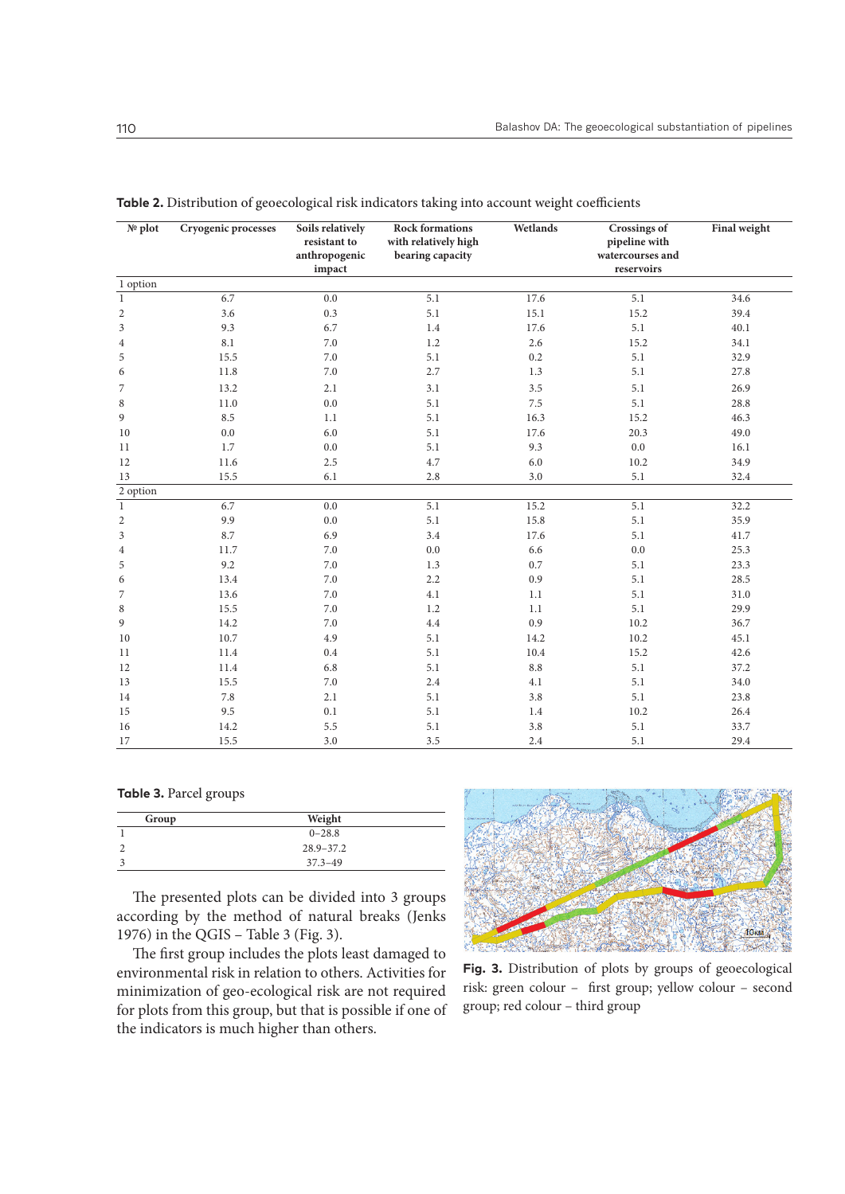**Table 2.** Distribution of geoecological risk indicators taking into account weight coefficients

| № plot | Cryogenic processes | Soils relatively resistant to anthropogenic impact | Rock formations with relatively high bearing capacity | Wetlands | Crossings of pipeline with watercourses and reservoirs | Final weight |
|---|---|---|---|---|---|---|
| 1 option | | | | | | |
| 1 | 6.7 | 0.0 | 5.1 | 17.6 | 5.1 | 34.6 |
| 2 | 3.6 | 0.3 | 5.1 | 15.1 | 15.2 | 39.4 |
| 3 | 9.3 | 6.7 | 1.4 | 17.6 | 5.1 | 40.1 |
| 4 | 8.1 | 7.0 | 1.2 | 2.6 | 15.2 | 34.1 |
| 5 | 15.5 | 7.0 | 5.1 | 0.2 | 5.1 | 32.9 |
| 6 | 11.8 | 7.0 | 2.7 | 1.3 | 5.1 | 27.8 |
| 7 | 13.2 | 2.1 | 3.1 | 3.5 | 5.1 | 26.9 |
| 8 | 11.0 | 0.0 | 5.1 | 7.5 | 5.1 | 28.8 |
| 9 | 8.5 | 1.1 | 5.1 | 16.3 | 15.2 | 46.3 |
| 10 | 0.0 | 6.0 | 5.1 | 17.6 | 20.3 | 49.0 |
| 11 | 1.7 | 0.0 | 5.1 | 9.3 | 0.0 | 16.1 |
| 12 | 11.6 | 2.5 | 4.7 | 6.0 | 10.2 | 34.9 |
| 13 | 15.5 | 6.1 | 2.8 | 3.0 | 5.1 | 32.4 |
| 2 option | | | | | | |
| 1 | 6.7 | 0.0 | 5.1 | 15.2 | 5.1 | 32.2 |
| 2 | 9.9 | 0.0 | 5.1 | 15.8 | 5.1 | 35.9 |
| 3 | 8.7 | 6.9 | 3.4 | 17.6 | 5.1 | 41.7 |
| 4 | 11.7 | 7.0 | 0.0 | 6.6 | 0.0 | 25.3 |
| 5 | 9.2 | 7.0 | 1.3 | 0.7 | 5.1 | 23.3 |
| 6 | 13.4 | 7.0 | 2.2 | 0.9 | 5.1 | 28.5 |
| 7 | 13.6 | 7.0 | 4.1 | 1.1 | 5.1 | 31.0 |
| 8 | 15.5 | 7.0 | 1.2 | 1.1 | 5.1 | 29.9 |
| 9 | 14.2 | 7.0 | 4.4 | 0.9 | 10.2 | 36.7 |
| 10 | 10.7 | 4.9 | 5.1 | 14.2 | 10.2 | 45.1 |
| 11 | 11.4 | 0.4 | 5.1 | 10.4 | 15.2 | 42.6 |
| 12 | 11.4 | 6.8 | 5.1 | 8.8 | 5.1 | 37.2 |
| 13 | 15.5 | 7.0 | 2.4 | 4.1 | 5.1 | 34.0 |
| 14 | 7.8 | 2.1 | 5.1 | 3.8 | 5.1 | 23.8 |
| 15 | 9.5 | 0.1 | 5.1 | 1.4 | 10.2 | 26.4 |
| 16 | 14.2 | 5.5 | 5.1 | 3.8 | 5.1 | 33.7 |
| 17 | 15.5 | 3.0 | 3.5 | 2.4 | 5.1 | 29.4 |

**Table 3.** Parcel groups

| Group | Weight |
|---|---|
| 1 | 0–28.8 |
| 2 | 28.9–37.2 |
| 3 | 37.3–49 |

The presented plots can be divided into 3 groups according by the method of natural breaks (Jenks 1976) in the QGIS – Table 3 (Fig. 3).

The first group includes the plots least damaged to environmental risk in relation to others. Activities for minimization of geo-ecological risk are not required for plots from this group, but that is possible if one of the indicators is much higher than others.

**Fig. 3.** Distribution of plots by groups of geoecological risk: green colour – first group; yellow colour – second group; red colour – third group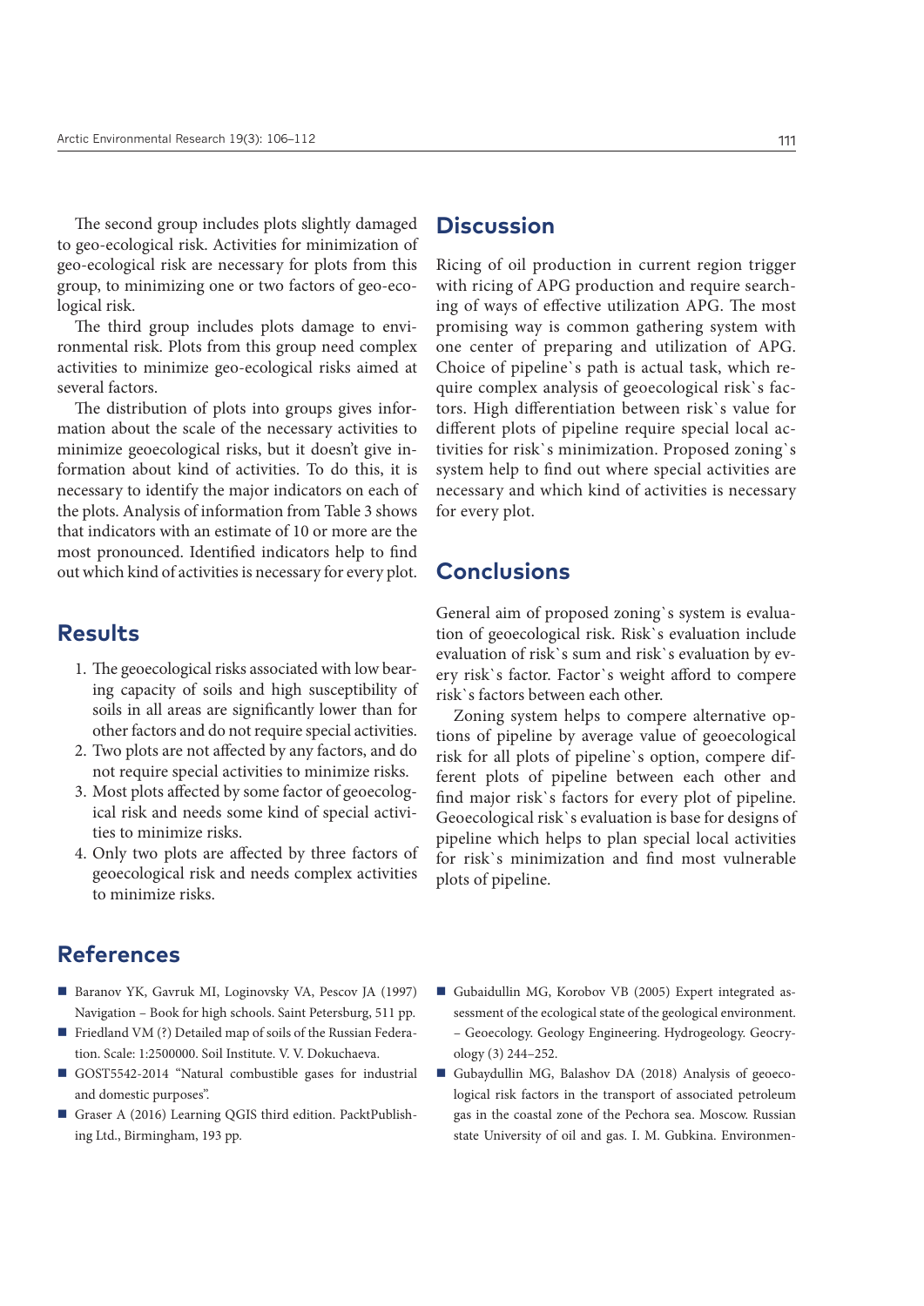The second group includes plots slightly damaged to geo-ecological risk. Activities for minimization of geo-ecological risk are necessary for plots from this group, to minimizing one or two factors of geo-ecological risk.

The third group includes plots damage to environmental risk. Plots from this group need complex activities to minimize geo-ecological risks aimed at several factors.

The distribution of plots into groups gives information about the scale of the necessary activities to minimize geoecological risks, but it doesn't give information about kind of activities. To do this, it is necessary to identify the major indicators on each of the plots. Analysis of information from Table 3 shows that indicators with an estimate of 10 or more are the most pronounced. Identified indicators help to find out which kind of activities is necessary for every plot.

## Results

1. The geoecological risks associated with low bearing capacity of soils and high susceptibility of soils in all areas are significantly lower than for other factors and do not require special activities.
2. Two plots are not affected by any factors, and do not require special activities to minimize risks.
3. Most plots affected by some factor of geoecological risk and needs some kind of special activities to minimize risks.
4. Only two plots are affected by three factors of geoecological risk and needs complex activities to minimize risks.

## Discussion

Ricing of oil production in current region trigger with ricing of APG production and require searching of ways of effective utilization APG. The most promising way is common gathering system with one center of preparing and utilization of APG. Choice of pipeline`s path is actual task, which require complex analysis of geoecological risk`s factors. High differentiation between risk`s value for different plots of pipeline require special local activities for risk`s minimization. Proposed zoning`s system help to find out where special activities are necessary and which kind of activities is necessary for every plot.

## Conclusions

General aim of proposed zoning`s system is evaluation of geoecological risk. Risk`s evaluation include evaluation of risk`s sum and risk`s evaluation by every risk`s factor. Factor`s weight afford to compere risk`s factors between each other.

Zoning system helps to compere alternative options of pipeline by average value of geoecological risk for all plots of pipeline`s option, compere different plots of pipeline between each other and find major risk`s factors for every plot of pipeline. Geoecological risk`s evaluation is base for designs of pipeline which helps to plan special local activities for risk`s minimization and find most vulnerable plots of pipeline.

## References

- Baranov YK, Gavruk MI, Loginovsky VA, Pescov JA (1997) Navigation – Book for high schools. Saint Petersburg, 511 pp.
- Friedland VM (?) Detailed map of soils of the Russian Federation. Scale: 1:2500000. Soil Institute. V. V. Dokuchaeva.
- GOST5542-2014 "Natural combustible gases for industrial and domestic purposes".
- Graser A (2016) Learning QGIS third edition. PacktPublishing Ltd., Birmingham, 193 pp.
- Gubaidullin MG, Korobov VB (2005) Expert integrated assessment of the ecological state of the geological environment. – Geoecology. Geology Engineering. Hydrogeology. Geocryology (3) 244–252.
- Gubaydullin MG, Balashov DA (2018) Analysis of geoecological risk factors in the transport of associated petroleum gas in the coastal zone of the Pechora sea. Moscow. Russian state University of oil and gas. I. M. Gubkina. Environmen-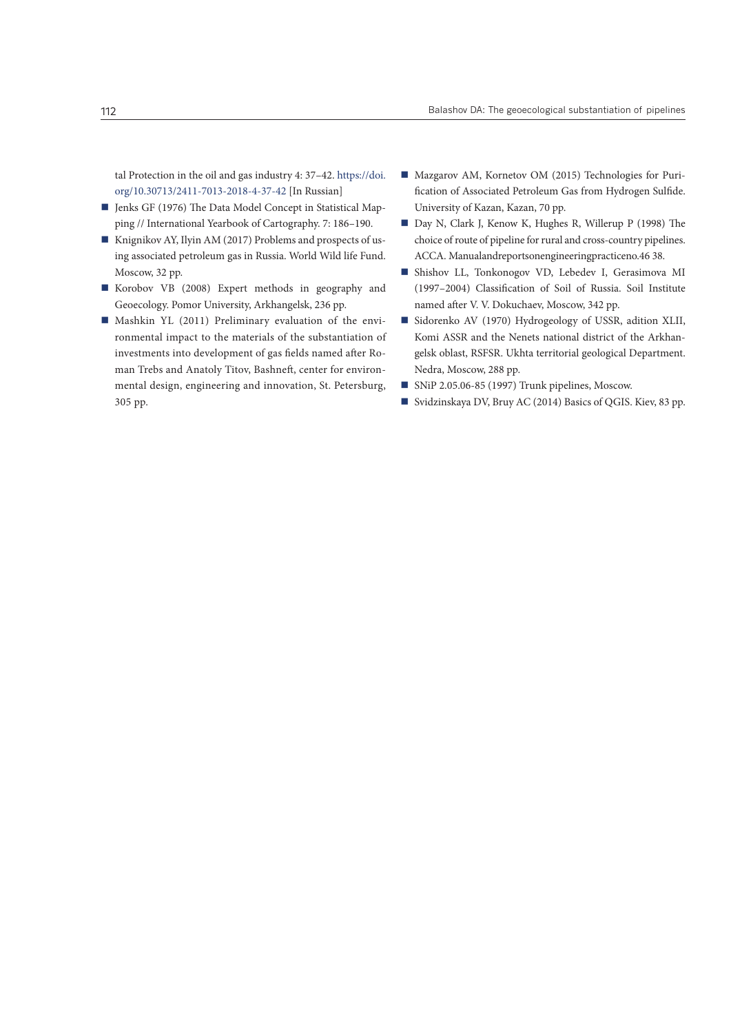tal Protection in the oil and gas industry 4: 37–42. https://doi.org/10.30713/2411-7013-2018-4-37-42 [In Russian]

- Jenks GF (1976) The Data Model Concept in Statistical Mapping // International Yearbook of Cartography. 7: 186–190.
- Knignikov AY, Ilyin AM (2017) Problems and prospects of using associated petroleum gas in Russia. World Wild life Fund. Moscow, 32 pp.
- Korobov VB (2008) Expert methods in geography and Geoecology. Pomor University, Arkhangelsk, 236 pp.
- Mashkin YL (2011) Preliminary evaluation of the environmental impact to the materials of the substantiation of investments into development of gas fields named after Roman Trebs and Anatoly Titov, Bashneft, center for environmental design, engineering and innovation, St. Petersburg, 305 pp.
- Mazgarov AM, Kornetov OM (2015) Technologies for Purification of Associated Petroleum Gas from Hydrogen Sulfide. University of Kazan, Kazan, 70 pp.
- Day N, Clark J, Kenow K, Hughes R, Willerup P (1998) The choice of route of pipeline for rural and cross-country pipelines. ACCA. Manualandreportsonengineeringpracticeno.46 38.
- Shishov LL, Tonkonogov VD, Lebedev I, Gerasimova MI (1997–2004) Classification of Soil of Russia. Soil Institute named after V. V. Dokuchaev, Moscow, 342 pp.
- Sidorenko AV (1970) Hydrogeology of USSR, adition XLII, Komi ASSR and the Nenets national district of the Arkhangelsk oblast, RSFSR. Ukhta territorial geological Department. Nedra, Moscow, 288 pp.
- SNiP 2.05.06-85 (1997) Trunk pipelines, Moscow.
- Svidzinskaya DV, Bruy AC (2014) Basics of QGIS. Kiev, 83 pp.